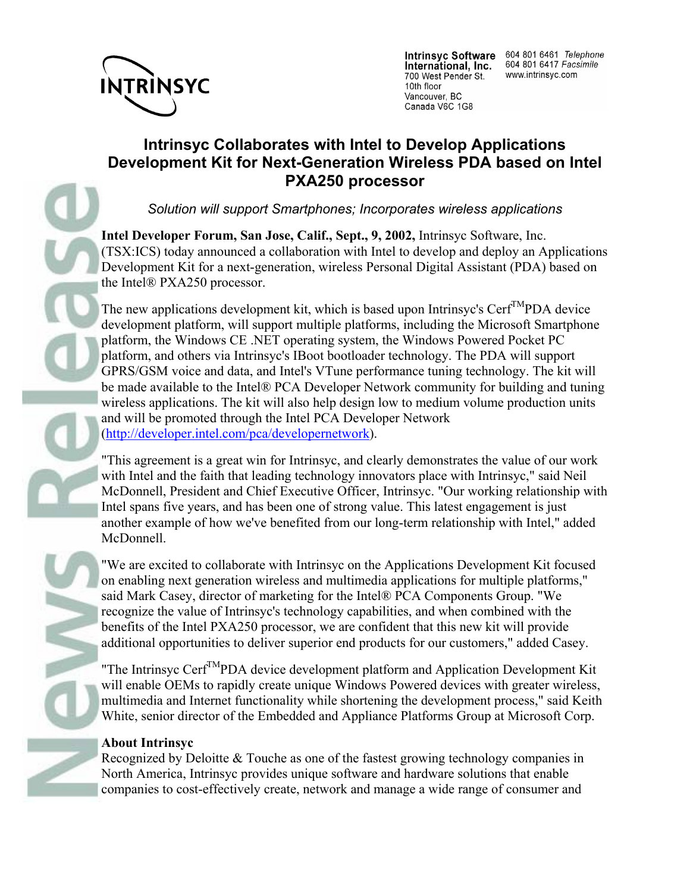INTRINSYC

**Intrinsyc Software International, Inc.**
700 West Pender St.
10th floor
Vancouver, BC
Canada V6C 1G8

604 801 6461 *Telephone*
604 801 6417 *Facsimile*
www.intrinsyc.com

# Intrinsyc Collaborates with Intel to Develop Applications Development Kit for Next-Generation Wireless PDA based on Intel PXA250 processor

*Solution will support Smartphones; Incorporates wireless applications*

**Intel Developer Forum, San Jose, Calif., Sept., 9, 2002,** Intrinsyc Software, Inc. (TSX:ICS) today announced a collaboration with Intel to develop and deploy an Applications Development Kit for a next-generation, wireless Personal Digital Assistant (PDA) based on the Intel® PXA250 processor.

The new applications development kit, which is based upon Intrinsyc's Cerf™PDA device development platform, will support multiple platforms, including the Microsoft Smartphone platform, the Windows CE .NET operating system, the Windows Powered Pocket PC platform, and others via Intrinsyc's IBoot bootloader technology. The PDA will support GPRS/GSM voice and data, and Intel's VTune performance tuning technology. The kit will be made available to the Intel® PCA Developer Network community for building and tuning wireless applications. The kit will also help design low to medium volume production units and will be promoted through the Intel PCA Developer Network (http://developer.intel.com/pca/developernetwork).

"This agreement is a great win for Intrinsyc, and clearly demonstrates the value of our work with Intel and the faith that leading technology innovators place with Intrinsyc," said Neil McDonnell, President and Chief Executive Officer, Intrinsyc. "Our working relationship with Intel spans five years, and has been one of strong value. This latest engagement is just another example of how we've benefited from our long-term relationship with Intel," added McDonnell.

"We are excited to collaborate with Intrinsyc on the Applications Development Kit focused on enabling next generation wireless and multimedia applications for multiple platforms," said Mark Casey, director of marketing for the Intel® PCA Components Group. "We recognize the value of Intrinsyc's technology capabilities, and when combined with the benefits of the Intel PXA250 processor, we are confident that this new kit will provide additional opportunities to deliver superior end products for our customers," added Casey.

"The Intrinsyc Cerf™PDA device development platform and Application Development Kit will enable OEMs to rapidly create unique Windows Powered devices with greater wireless, multimedia and Internet functionality while shortening the development process," said Keith White, senior director of the Embedded and Appliance Platforms Group at Microsoft Corp.

**About Intrinsyc**
Recognized by Deloitte & Touche as one of the fastest growing technology companies in North America, Intrinsyc provides unique software and hardware solutions that enable companies to cost-effectively create, network and manage a wide range of consumer and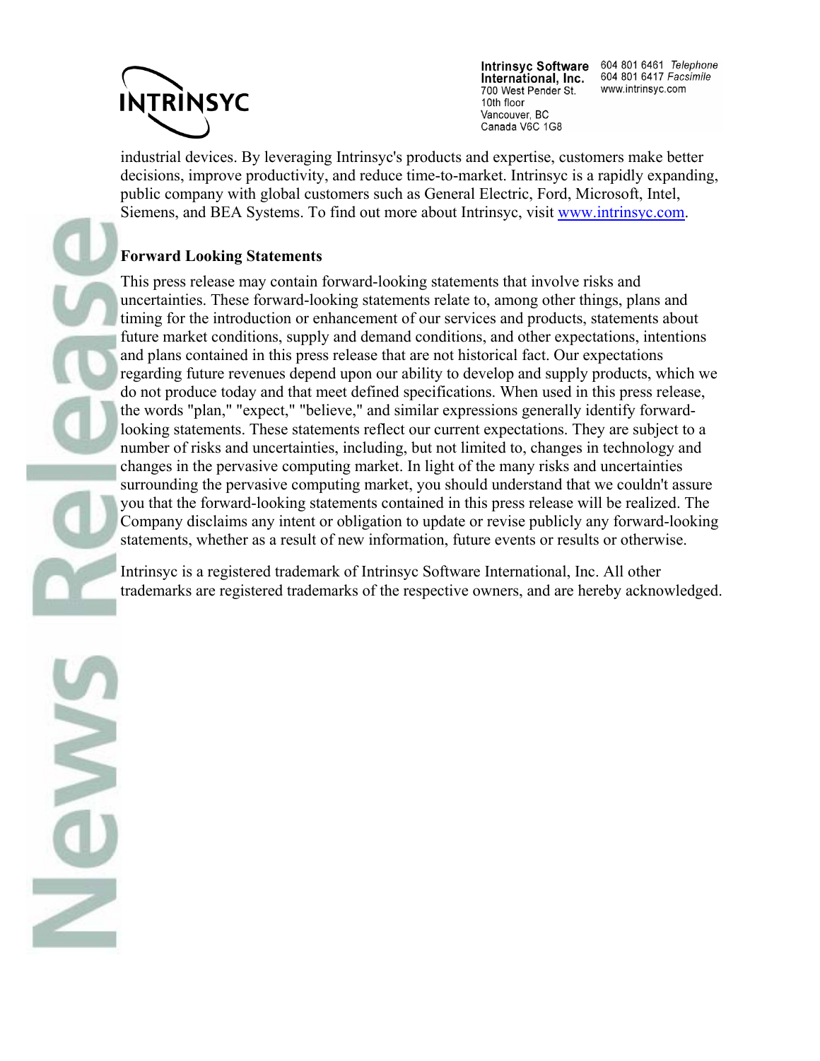industrial devices. By leveraging Intrinsyc's products and expertise, customers make better decisions, improve productivity, and reduce time-to-market. Intrinsyc is a rapidly expanding, public company with global customers such as General Electric, Ford, Microsoft, Intel, Siemens, and BEA Systems. To find out more about Intrinsyc, visit [www.intrinsyc.com](http://www.intrinsyc.com).

**Forward Looking Statements**

This press release may contain forward-looking statements that involve risks and uncertainties. These forward-looking statements relate to, among other things, plans and timing for the introduction or enhancement of our services and products, statements about future market conditions, supply and demand conditions, and other expectations, intentions and plans contained in this press release that are not historical fact. Our expectations regarding future revenues depend upon our ability to develop and supply products, which we do not produce today and that meet defined specifications. When used in this press release, the words "plan," "expect," "believe," and similar expressions generally identify forward-looking statements. These statements reflect our current expectations. They are subject to a number of risks and uncertainties, including, but not limited to, changes in technology and changes in the pervasive computing market. In light of the many risks and uncertainties surrounding the pervasive computing market, you should understand that we couldn't assure you that the forward-looking statements contained in this press release will be realized. The Company disclaims any intent or obligation to update or revise publicly any forward-looking statements, whether as a result of new information, future events or results or otherwise.

Intrinsyc is a registered trademark of Intrinsyc Software International, Inc. All other trademarks are registered trademarks of the respective owners, and are hereby acknowledged.